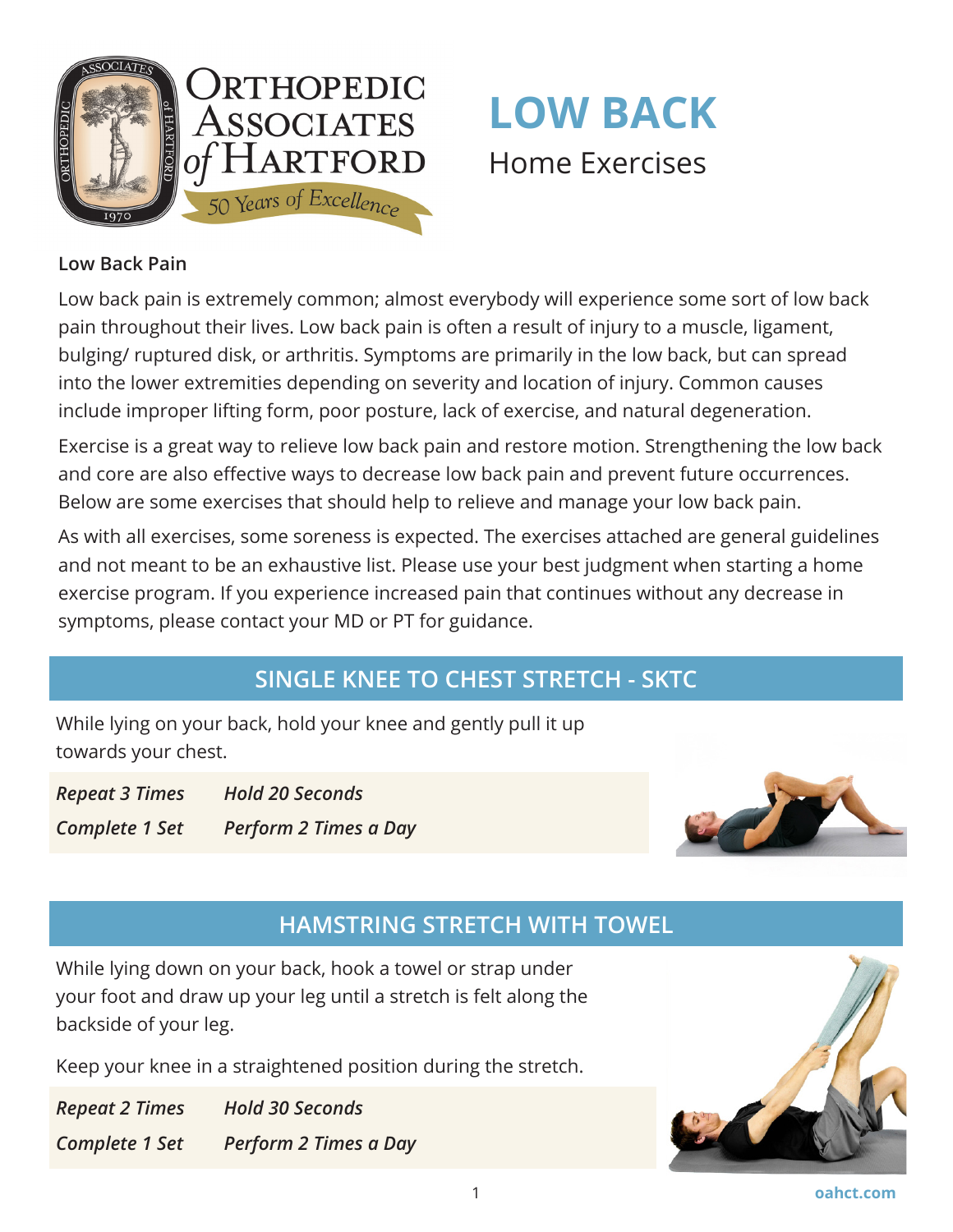# LOW BACK

Home Exercises

**Low Back Pain**

Low back pain is extremely common; almost everybody will experience some sort of low back pain throughout their lives. Low back pain is often a result of injury to a muscle, ligament, bulging/ ruptured disk, or arthritis. Symptoms are primarily in the low back, but can spread into the lower extremities depending on severity and location of injury. Common causes include improper lifting form, poor posture, lack of exercise, and natural degeneration.

Exercise is a great way to relieve low back pain and restore motion. Strengthening the low back and core are also effective ways to decrease low back pain and prevent future occurrences. Below are some exercises that should help to relieve and manage your low back pain.

As with all exercises, some soreness is expected. The exercises attached are general guidelines and not meant to be an exhaustive list. Please use your best judgment when starting a home exercise program. If you experience increased pain that continues without any decrease in symptoms, please contact your MD or PT for guidance.

## SINGLE KNEE TO CHEST STRETCH - SKTC

While lying on your back, hold your knee and gently pull it up towards your chest.

*Repeat 3 Times* — *Hold 20 Seconds*

*Complete 1 Set* — *Perform 2 Times a Day*

## HAMSTRING STRETCH WITH TOWEL

While lying down on your back, hook a towel or strap under your foot and draw up your leg until a stretch is felt along the backside of your leg.

Keep your knee in a straightened position during the stretch.

*Repeat 2 Times* — *Hold 30 Seconds*

*Complete 1 Set* — *Perform 2 Times a Day*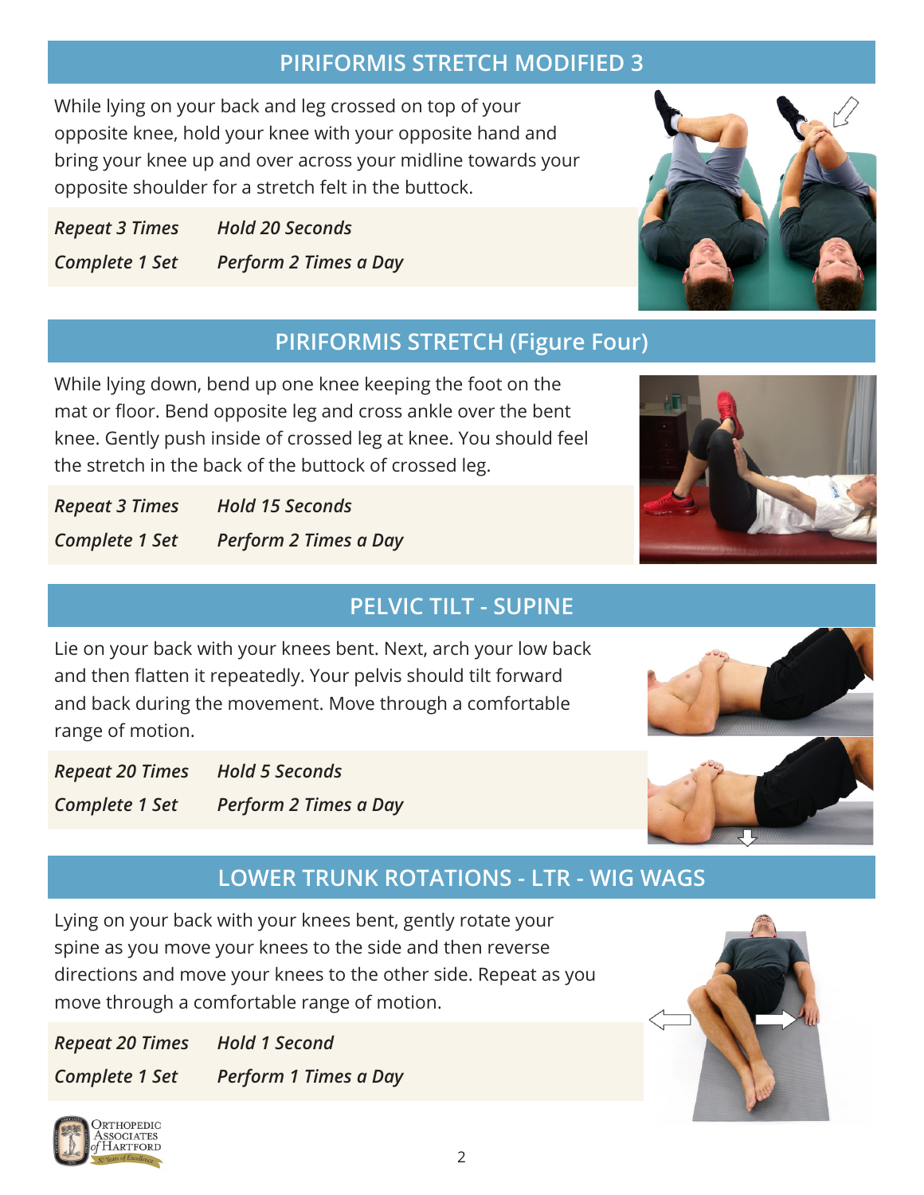## PIRIFORMIS STRETCH MODIFIED 3

While lying on your back and leg crossed on top of your opposite knee, hold your knee with your opposite hand and bring your knee up and over across your midline towards your opposite shoulder for a stretch felt in the buttock.

*Repeat 3 Times* *Hold 20 Seconds*

*Complete 1 Set* *Perform 2 Times a Day*

## PIRIFORMIS STRETCH (Figure Four)

While lying down, bend up one knee keeping the foot on the mat or floor. Bend opposite leg and cross ankle over the bent knee. Gently push inside of crossed leg at knee. You should feel the stretch in the back of the buttock of crossed leg.

*Repeat 3 Times* *Hold 15 Seconds*

*Complete 1 Set* *Perform 2 Times a Day*

## PELVIC TILT - SUPINE

Lie on your back with your knees bent. Next, arch your low back and then flatten it repeatedly. Your pelvis should tilt forward and back during the movement. Move through a comfortable range of motion.

*Repeat 20 Times* *Hold 5 Seconds*

*Complete 1 Set* *Perform 2 Times a Day*

## LOWER TRUNK ROTATIONS - LTR - WIG WAGS

Lying on your back with your knees bent, gently rotate your spine as you move your knees to the side and then reverse directions and move your knees to the other side. Repeat as you move through a comfortable range of motion.

*Repeat 20 Times* *Hold 1 Second*

*Complete 1 Set* *Perform 1 Times a Day*

Orthopedic Associates of Hartford